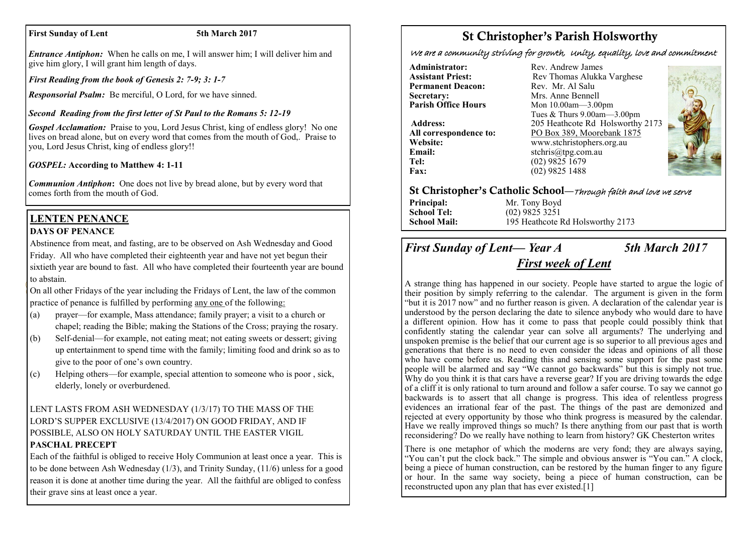**First Sunday of Lent** **5th March 2017**

***Entrance Antiphon:*** When he calls on me, I will answer him; I will deliver him and give him glory, I will grant him length of days.

***First Reading from the book of Genesis 2: 7-9; 3: 1-7***

***Responsorial Psalm:*** Be merciful, O Lord, for we have sinned.

***Second Reading from the first letter of St Paul to the Romans 5: 12-19***

***Gospel Acclamation:*** Praise to you, Lord Jesus Christ, king of endless glory! No one lives on bread alone, but on every word that comes from the mouth of God,. Praise to you, Lord Jesus Christ, king of endless glory!!

***GOSPEL:* According to Matthew 4: 1-11**

***Communion Antiphon*:** One does not live by bread alone, but by every word that comes forth from the mouth of God.

## LENTEN PENANCE

**DAYS OF PENANCE**

Abstinence from meat, and fasting, are to be observed on Ash Wednesday and Good Friday. All who have completed their eighteenth year and have not yet begun their sixtieth year are bound to fast. All who have completed their fourteenth year are bound to abstain.

On all other Fridays of the year including the Fridays of Lent, the law of the common practice of penance is fulfilled by performing any one of the following:

(a) prayer—for example, Mass attendance; family prayer; a visit to a church or chapel; reading the Bible; making the Stations of the Cross; praying the rosary.

(b) Self-denial—for example, not eating meat; not eating sweets or dessert; giving up entertainment to spend time with the family; limiting food and drink so as to give to the poor of one's own country.

(c) Helping others—for example, special attention to someone who is poor , sick, elderly, lonely or overburdened.

LENT LASTS FROM ASH WEDNESDAY (1/3/17) TO THE MASS OF THE LORD'S SUPPER EXCLUSIVE (13/4/2017) ON GOOD FRIDAY, AND IF POSSIBLE, ALSO ON HOLY SATURDAY UNTIL THE EASTER VIGIL

**PASCHAL PRECEPT**

Each of the faithful is obliged to receive Holy Communion at least once a year. This is to be done between Ash Wednesday (1/3), and Trinity Sunday, (11/6) unless for a good reason it is done at another time during the year. All the faithful are obliged to confess their grave sins at least once a year.

# St Christopher's Parish Holsworthy

*We are a community striving for growth, Unity, equality, love and commitment*

| | |
|---|---|
| **Administrator:** | Rev. Andrew James |
| **Assistant Priest:** | Rev Thomas Alukka Varghese |
| **Permanent Deacon:** | Rev. Mr. Al Salu |
| **Secretary:** | Mrs. Anne Bennell |
| **Parish Office Hours** | Mon 10.00am—3.00pm<br>Tues & Thurs 9.00am—3.00pm |
| **Address:** | 205 Heathcote Rd Holsworthy 2173 |
| **All correspondence to:** | PO Box 389, Moorebank 1875 |
| **Website:** | www.stchristophers.org.au |
| **Email:** | stchris@tpg.com.au |
| **Tel:** | (02) 9825 1679 |
| **Fax:** | (02) 9825 1488 |

## St Christopher's Catholic School—*Through faith and love we serve*

| | |
|---|---|
| **Principal:** | Mr. Tony Boyd |
| **School Tel:** | (02) 9825 3251 |
| **School Mail:** | 195 Heathcote Rd Holsworthy 2173 |

## *First Sunday of Lent— Year A* *5th March 2017*

## *First week of Lent*

A strange thing has happened in our society. People have started to argue the logic of their position by simply referring to the calendar. The argument is given in the form "but it is 2017 now" and no further reason is given. A declaration of the calendar year is understood by the person declaring the date to silence anybody who would dare to have a different opinion. How has it come to pass that people could possibly think that confidently stating the calendar year can solve all arguments? The underlying and unspoken premise is the belief that our current age is so superior to all previous ages and generations that there is no need to even consider the ideas and opinions of all those who have come before us. Reading this and sensing some support for the past some people will be alarmed and say "We cannot go backwards" but this is simply not true. Why do you think it is that cars have a reverse gear? If you are driving towards the edge of a cliff it is only rational to turn around and follow a safer course. To say we cannot go backwards is to assert that all change is progress. This idea of relentless progress evidences an irrational fear of the past. The things of the past are demonized and rejected at every opportunity by those who think progress is measured by the calendar. Have we really improved things so much? Is there anything from our past that is worth reconsidering? Do we really have nothing to learn from history? GK Chesterton writes

There is one metaphor of which the moderns are very fond; they are always saying, "You can't put the clock back." The simple and obvious answer is "You can." A clock, being a piece of human construction, can be restored by the human finger to any figure or hour. In the same way society, being a piece of human construction, can be reconstructed upon any plan that has ever existed.[1]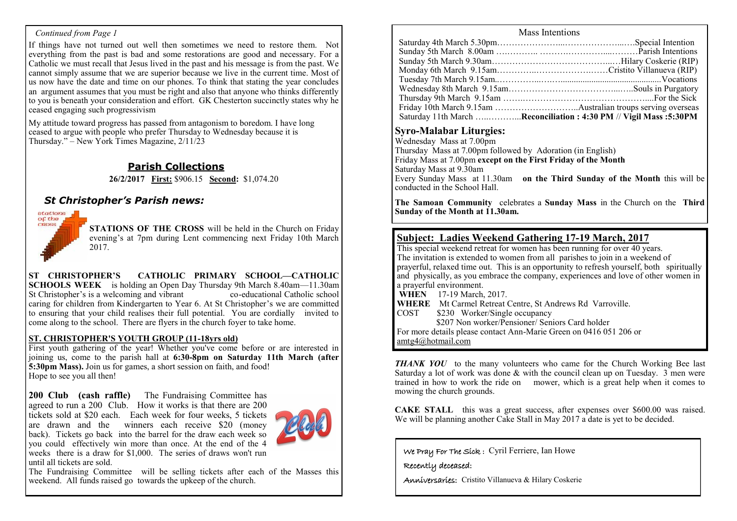*Continued from Page 1*

If things have not turned out well then sometimes we need to restore them. Not everything from the past is bad and some restorations are good and necessary. For a Catholic we must recall that Jesus lived in the past and his message is from the past. We cannot simply assume that we are superior because we live in the current time. Most of us now have the date and time on our phones. To think that stating the year concludes an argument assumes that you must be right and also that anyone who thinks differently to you is beneath your consideration and effort. GK Chesterton succinctly states why he ceased engaging such progressivism

My attitude toward progress has passed from antagonism to boredom. I have long ceased to argue with people who prefer Thursday to Wednesday because it is Thursday." – New York Times Magazine, 2/11/23

## Parish Collections

**26/2/2017** **First:** $906.15 **Second:** $1,074.20

## *St Christopher's Parish news:*

**STATIONS OF THE CROSS** will be held in the Church on Friday evening's at 7pm during Lent commencing next Friday 10th March 2017.

**ST CHRISTOPHER'S CATHOLIC PRIMARY SCHOOL—CATHOLIC SCHOOLS WEEK** is holding an Open Day Thursday 9th March 8.40am—11.30am St Christopher's is a welcoming and vibrant co-educational Catholic school caring for children from Kindergarten to Year 6. At St Christopher's we are committed to ensuring that your child realises their full potential. You are cordially invited to come along to the school. There are flyers in the church foyer to take home.

**ST. CHRISTOPHER'S YOUTH GROUP (11-18yrs old)**

First youth gathering of the year! Whether you've come before or are interested in joining us, come to the parish hall at **6:30-8pm on Saturday 11th March (after 5:30pm Mass).** Join us for games, a short session on faith, and food!
Hope to see you all then!

**200 Club (cash raffle)** The Fundraising Committee has agreed to run a 200 Club. How it works is that there are 200 tickets sold at $20 each. Each week for four weeks, 5 tickets are drawn and the winners each receive $20 (money back). Tickets go back into the barrel for the draw each week so you could effectively win more than once. At the end of the 4 weeks there is a draw for $1,000. The series of draws won't run until all tickets are sold.
The Fundraising Committee will be selling tickets after each of the Masses this weekend. All funds raised go towards the upkeep of the church.

## Mass Intentions

| | |
|---|---|
| Saturday 4th March 5.30pm | Special Intention |
| Sunday 5th March 8.00am | Parish Intentions |
| Sunday 5th March 9.30am | Hilary Coskerie (RIP) |
| Monday 6th March 9.15am | Cristito Villanueva (RIP) |
| Tuesday 7th March 9.15am | Vocations |
| Wednesday 8th March 9.15am | Souls in Purgatory |
| Thursday 9th March 9.15am | For the Sick |
| Friday 10th March 9.15am | Australian troups serving overseas |
| Saturday 11th March | **Reconciliation : 4:30 PM // Vigil Mass :5:30PM** |

## Syro-Malabar Liturgies:

Wednesday Mass at 7.00pm
Thursday Mass at 7.00pm followed by Adoration (in English)
Friday Mass at 7.00pm **except on the First Friday of the Month**
Saturday Mass at 9.30am
Every Sunday Mass at 11.30am **on the Third Sunday of the Month** this will be conducted in the School Hall.

**The Samoan Community** celebrates a **Sunday Mass** in the Church on the **Third Sunday of the Month at 11.30am.**

## Subject: Ladies Weekend Gathering 17-19 March, 2017

This special weekend retreat for women has been running for over 40 years.
The invitation is extended to women from all parishes to join in a weekend of prayerful, relaxed time out. This is an opportunity to refresh yourself, both spiritually and physically, as you embrace the company, experiences and love of other women in a prayerful environment.

**WHEN** 17-19 March, 2017.
**WHERE** Mt Carmel Retreat Centre, St Andrews Rd Varroville.
COST $230 Worker/Single occupancy
$207 Non worker/Pensioner/ Seniors Card holder

For more details please contact Ann-Marie Green on 0416 051 206 or amtg4@hotmail.com

***THANK YOU*** to the many volunteers who came for the Church Working Bee last Saturday a lot of work was done & with the council clean up on Tuesday. 3 men were trained in how to work the ride on mower, which is a great help when it comes to mowing the church grounds.

**CAKE STALL** this was a great success, after expenses over $600.00 was raised. We will be planning another Cake Stall in May 2017 a date is yet to be decided.

We Pray For The Sick : Cyril Ferriere, Ian Howe

Recently deceased:

Anniversaries: Cristito Villanueva & Hilary Coskerie